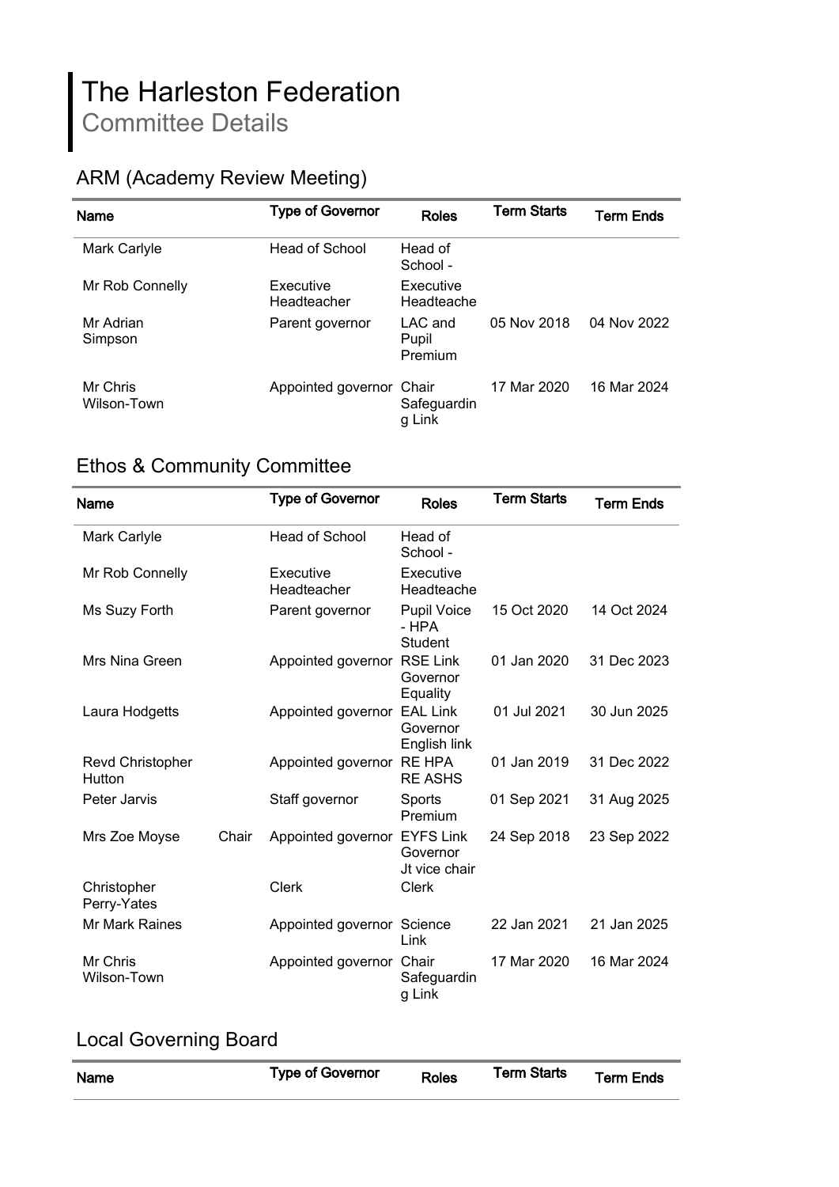# The Harleston Federation

## Committee Details

### ARM (Academy Review Meeting)

| Name | Type of Governor | Roles | Term Starts | Term Ends |
|---|---|---|---|---|
| Mark Carlyle | Head of School | Head of School - | | |
| Mr Rob Connelly | Executive Headteacher | Executive Headteache | | |
| Mr Adrian Simpson | Parent governor | LAC and Pupil Premium | 05 Nov 2018 | 04 Nov 2022 |
| Mr Chris Wilson-Town | Appointed governor | Chair Safeguardin g Link | 17 Mar 2020 | 16 Mar 2024 |

### Ethos & Community Committee

| Name | | Type of Governor | Roles | Term Starts | Term Ends |
|---|---|---|---|---|---|
| Mark Carlyle | | Head of School | Head of School - | | |
| Mr Rob Connelly | | Executive Headteacher | Executive Headteache | | |
| Ms Suzy Forth | | Parent governor | Pupil Voice - HPA Student | 15 Oct 2020 | 14 Oct 2024 |
| Mrs Nina Green | | Appointed governor | RSE Link Governor Equality | 01 Jan 2020 | 31 Dec 2023 |
| Laura Hodgetts | | Appointed governor | EAL Link Governor English link | 01 Jul 2021 | 30 Jun 2025 |
| Revd Christopher Hutton | | Appointed governor | RE HPA RE ASHS | 01 Jan 2019 | 31 Dec 2022 |
| Peter Jarvis | | Staff governor | Sports Premium | 01 Sep 2021 | 31 Aug 2025 |
| Mrs Zoe Moyse | Chair | Appointed governor | EYFS Link Governor Jt vice chair | 24 Sep 2018 | 23 Sep 2022 |
| Christopher Perry-Yates | | Clerk | Clerk | | |
| Mr Mark Raines | | Appointed governor | Science Link | 22 Jan 2021 | 21 Jan 2025 |
| Mr Chris Wilson-Town | | Appointed governor | Chair Safeguardin g Link | 17 Mar 2020 | 16 Mar 2024 |

### Local Governing Board

| Name | Type of Governor | Roles | Term Starts | Term Ends |
|---|---|---|---|---|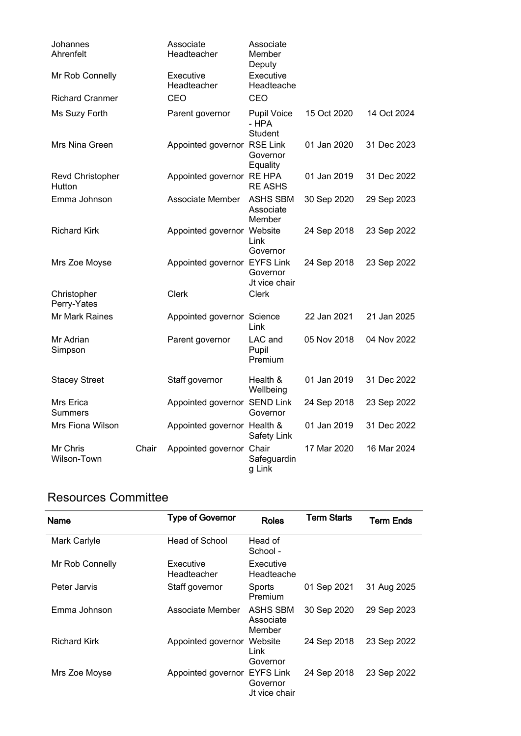| Name | | Type of Governor | Roles | Term Starts | Term Ends |
|---|---|---|---|---|---|
| Johannes Ahrenfelt | | Associate Headteacher | Associate Member Deputy | | |
| Mr Rob Connelly | | Executive Headteacher | Executive Headteache | | |
| Richard Cranmer | | CEO | CEO | | |
| Ms Suzy Forth | | Parent governor | Pupil Voice - HPA Student | 15 Oct 2020 | 14 Oct 2024 |
| Mrs Nina Green | | Appointed governor | RSE Link Governor Equality | 01 Jan 2020 | 31 Dec 2023 |
| Revd Christopher Hutton | | Appointed governor | RE HPA RE ASHS | 01 Jan 2019 | 31 Dec 2022 |
| Emma Johnson | | Associate Member | ASHS SBM Associate Member | 30 Sep 2020 | 29 Sep 2023 |
| Richard Kirk | | Appointed governor | Website Link Governor | 24 Sep 2018 | 23 Sep 2022 |
| Mrs Zoe Moyse | | Appointed governor | EYFS Link Governor Jt vice chair | 24 Sep 2018 | 23 Sep 2022 |
| Christopher Perry-Yates | | Clerk | Clerk | | |
| Mr Mark Raines | | Appointed governor | Science Link | 22 Jan 2021 | 21 Jan 2025 |
| Mr Adrian Simpson | | Parent governor | LAC and Pupil Premium | 05 Nov 2018 | 04 Nov 2022 |
| Stacey Street | | Staff governor | Health & Wellbeing | 01 Jan 2019 | 31 Dec 2022 |
| Mrs Erica Summers | | Appointed governor | SEND Link Governor | 24 Sep 2018 | 23 Sep 2022 |
| Mrs Fiona Wilson | | Appointed governor | Health & Safety Link | 01 Jan 2019 | 31 Dec 2022 |
| Mr Chris Wilson-Town | Chair | Appointed governor | Chair Safeguardin g Link | 17 Mar 2020 | 16 Mar 2024 |

## Resources Committee

| Name | Type of Governor | Roles | Term Starts | Term Ends |
|---|---|---|---|---|
| Mark Carlyle | Head of School | Head of School - | | |
| Mr Rob Connelly | Executive Headteacher | Executive Headteache | | |
| Peter Jarvis | Staff governor | Sports Premium | 01 Sep 2021 | 31 Aug 2025 |
| Emma Johnson | Associate Member | ASHS SBM Associate Member | 30 Sep 2020 | 29 Sep 2023 |
| Richard Kirk | Appointed governor | Website Link Governor | 24 Sep 2018 | 23 Sep 2022 |
| Mrs Zoe Moyse | Appointed governor | EYFS Link Governor Jt vice chair | 24 Sep 2018 | 23 Sep 2022 |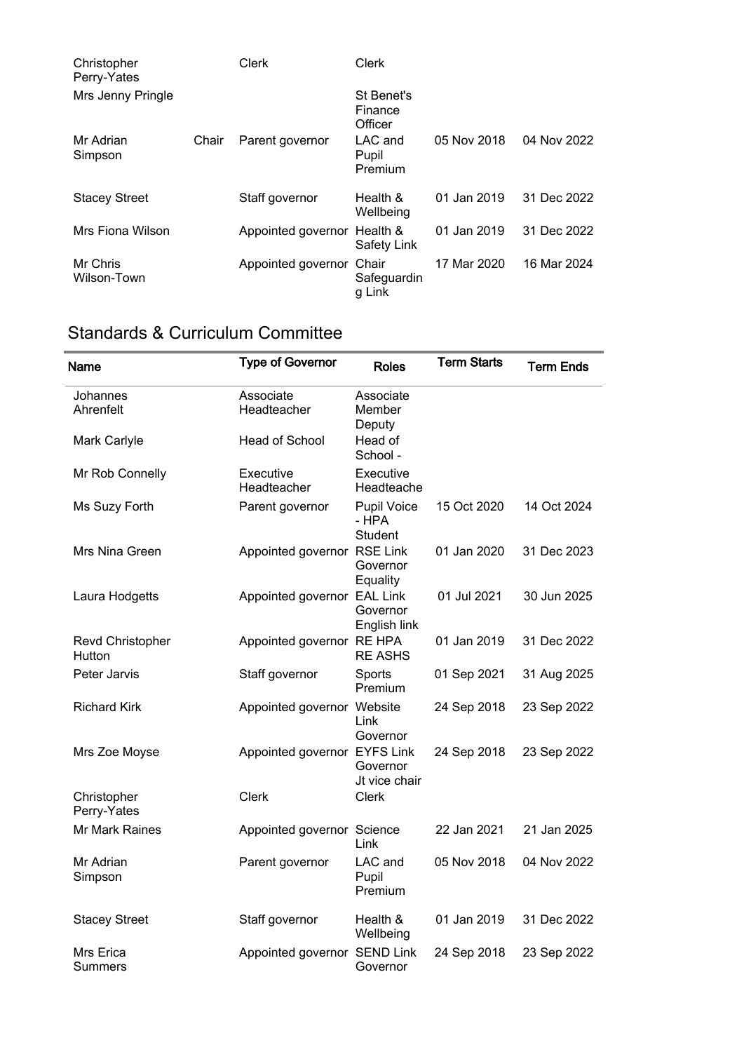| | | | | | |
|---|---|---|---|---|---|
| Christopher Perry-Yates | | Clerk | Clerk | | |
| Mrs Jenny Pringle | | | St Benet's Finance Officer | | |
| Mr Adrian Simpson | Chair | Parent governor | LAC and Pupil Premium | 05 Nov 2018 | 04 Nov 2022 |
| Stacey Street | | Staff governor | Health & Wellbeing | 01 Jan 2019 | 31 Dec 2022 |
| Mrs Fiona Wilson | | Appointed governor | Health & Safety Link | 01 Jan 2019 | 31 Dec 2022 |
| Mr Chris Wilson-Town | | Appointed governor | Chair Safeguarding Link | 17 Mar 2020 | 16 Mar 2024 |

## Standards & Curriculum Committee

| Name | Type of Governor | Roles | Term Starts | Term Ends |
|---|---|---|---|---|
| Johannes Ahrenfelt | Associate Headteacher | Associate Member Deputy | | |
| Mark Carlyle | Head of School | Head of School - | | |
| Mr Rob Connelly | Executive Headteacher | Executive Headteache | | |
| Ms Suzy Forth | Parent governor | Pupil Voice - HPA Student | 15 Oct 2020 | 14 Oct 2024 |
| Mrs Nina Green | Appointed governor | RSE Link Governor Equality | 01 Jan 2020 | 31 Dec 2023 |
| Laura Hodgetts | Appointed governor | EAL Link Governor English link | 01 Jul 2021 | 30 Jun 2025 |
| Revd Christopher Hutton | Appointed governor | RE HPA RE ASHS | 01 Jan 2019 | 31 Dec 2022 |
| Peter Jarvis | Staff governor | Sports Premium | 01 Sep 2021 | 31 Aug 2025 |
| Richard Kirk | Appointed governor | Website Link Governor | 24 Sep 2018 | 23 Sep 2022 |
| Mrs Zoe Moyse | Appointed governor | EYFS Link Governor Jt vice chair | 24 Sep 2018 | 23 Sep 2022 |
| Christopher Perry-Yates | Clerk | Clerk | | |
| Mr Mark Raines | Appointed governor | Science Link | 22 Jan 2021 | 21 Jan 2025 |
| Mr Adrian Simpson | Parent governor | LAC and Pupil Premium | 05 Nov 2018 | 04 Nov 2022 |
| Stacey Street | Staff governor | Health & Wellbeing | 01 Jan 2019 | 31 Dec 2022 |
| Mrs Erica Summers | Appointed governor | SEND Link Governor | 24 Sep 2018 | 23 Sep 2022 |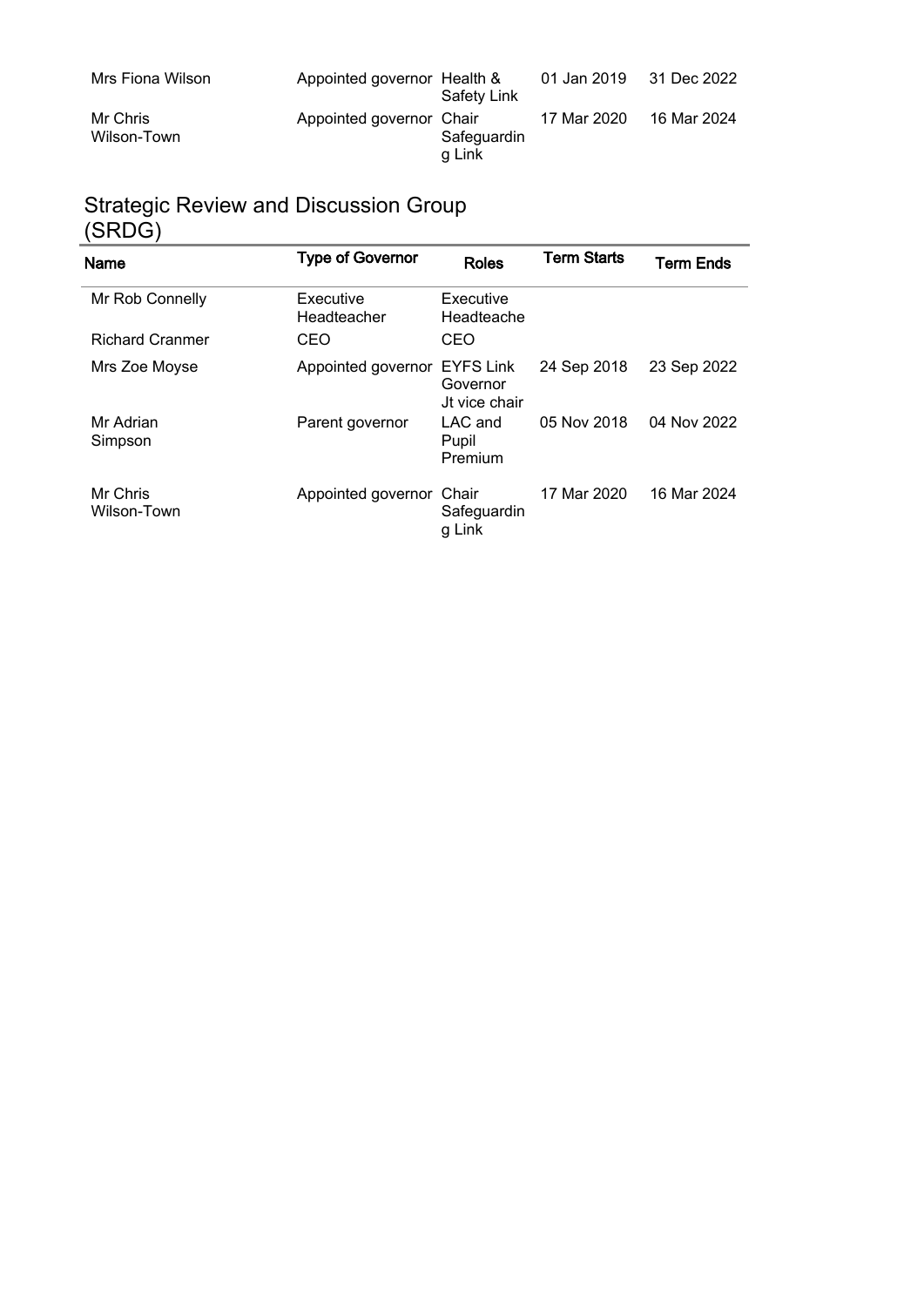| | | | | |
|---|---|---|---|---|
| Mrs Fiona Wilson | Appointed governor | Health & Safety Link | 01 Jan 2019 | 31 Dec 2022 |
| Mr Chris Wilson-Town | Appointed governor | Chair Safeguarding Link | 17 Mar 2020 | 16 Mar 2024 |

## Strategic Review and Discussion Group (SRDG)

| Name | Type of Governor | Roles | Term Starts | Term Ends |
|---|---|---|---|---|
| Mr Rob Connelly | Executive Headteacher | Executive Headteache | | |
| Richard Cranmer | CEO | CEO | | |
| Mrs Zoe Moyse | Appointed governor | EYFS Link Governor Jt vice chair | 24 Sep 2018 | 23 Sep 2022 |
| Mr Adrian Simpson | Parent governor | LAC and Pupil Premium | 05 Nov 2018 | 04 Nov 2022 |
| Mr Chris Wilson-Town | Appointed governor | Chair Safeguarding Link | 17 Mar 2020 | 16 Mar 2024 |